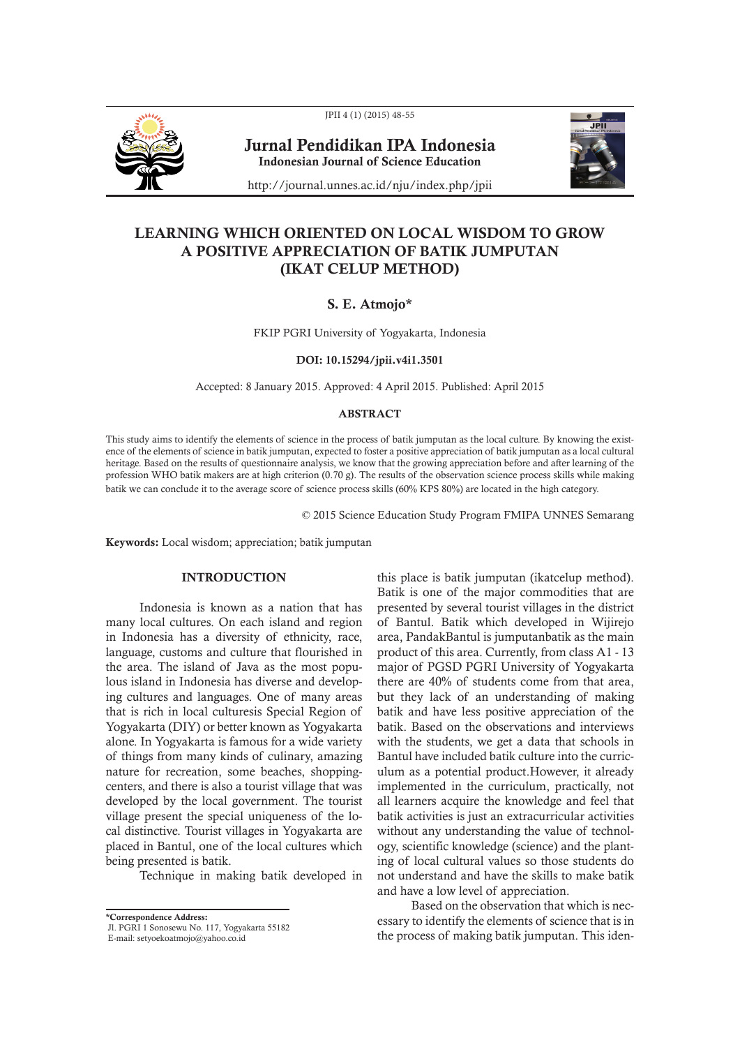# Jurnal Pendidikan IPA Indonesia

**Indonesian Journal of Science Education**

http://journal.unnes.ac.id/nju/index.php/jpii

## LEARNING WHICH ORIENTED ON LOCAL WISDOM TO GROW A POSITIVE APPRECIATION OF BATIK JUMPUTAN (IKAT CELUP METHOD)

**S. E. Atmojo***

FKIP PGRI University of Yogyakarta, Indonesia

**DOI: 10.15294/jpii.v4i1.3501**

Accepted: 8 January 2015. Approved: 4 April 2015. Published: April 2015

### ABSTRACT

This study aims to identify the elements of science in the process of batik jumputan as the local culture. By knowing the existence of the elements of science in batik jumputan, expected to foster a positive appreciation of batik jumputan as a local cultural heritage. Based on the results of questionnaire analysis, we know that the growing appreciation before and after learning of the profession WHO batik makers are at high criterion (0.70 g). The results of the observation science process skills while making batik we can conclude it to the average score of science process skills (60% KPS 80%) are located in the high category.

© 2015 Science Education Study Program FMIPA UNNES Semarang

**Keywords:** Local wisdom; appreciation; batik jumputan

## INTRODUCTION

Indonesia is known as a nation that has many local cultures. On each island and region in Indonesia has a diversity of ethnicity, race, language, customs and culture that flourished in the area. The island of Java as the most populous island in Indonesia has diverse and developing cultures and languages. One of many areas that is rich in local culturesis Special Region of Yogyakarta (DIY) or better known as Yogyakarta alone. In Yogyakarta is famous for a wide variety of things from many kinds of culinary, amazing nature for recreation, some beaches, shopping-centers, and there is also a tourist village that was developed by the local government. The tourist village present the special uniqueness of the local distinctive. Tourist villages in Yogyakarta are placed in Bantul, one of the local cultures which being presented is batik.

Technique in making batik developed in this place is batik jumputan (ikatcelup method). Batik is one of the major commodities that are presented by several tourist villages in the district of Bantul. Batik which developed in Wijirejo area, PandakBantul is jumputanbatik as the main product of this area. Currently, from class A1 - 13 major of PGSD PGRI University of Yogyakarta there are 40% of students come from that area, but they lack of an understanding of making batik and have less positive appreciation of the batik. Based on the observations and interviews with the students, we get a data that schools in Bantul have included batik culture into the curriculum as a potential product.However, it already implemented in the curriculum, practically, not all learners acquire the knowledge and feel that batik activities is just an extracurricular activities without any understanding the value of technology, scientific knowledge (science) and the planting of local cultural values so those students do not understand and have the skills to make batik and have a low level of appreciation.

Based on the observation that which is necessary to identify the elements of science that is in the process of making batik jumputan. This iden-

**\*Correspondence Address:**
Jl. PGRI 1 Sonosewu No. 117, Yogyakarta 55182
E-mail: setyoekoatmojo@yahoo.co.id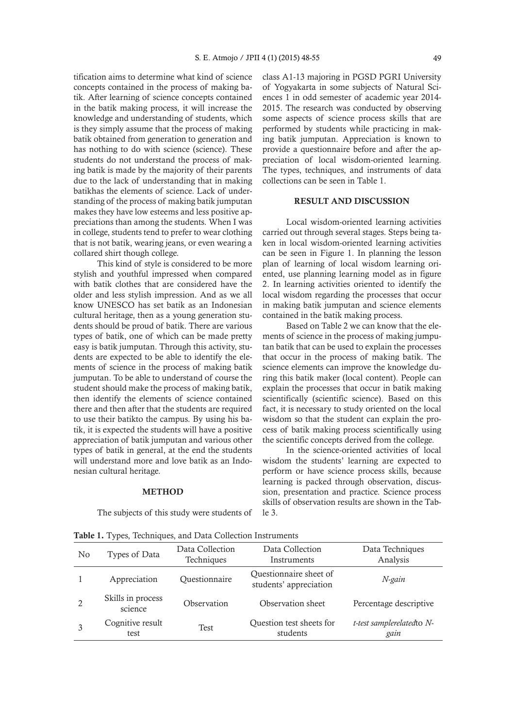tification aims to determine what kind of science concepts contained in the process of making batik. After learning of science concepts contained in the batik making process, it will increase the knowledge and understanding of students, which is they simply assume that the process of making batik obtained from generation to generation and has nothing to do with science (science). These students do not understand the process of making batik is made by the majority of their parents due to the lack of understanding that in making batikhas the elements of science. Lack of understanding of the process of making batik jumputan makes they have low esteems and less positive appreciations than among the students. When I was in college, students tend to prefer to wear clothing that is not batik, wearing jeans, or even wearing a collared shirt though college.

This kind of style is considered to be more stylish and youthful impressed when compared with batik clothes that are considered have the older and less stylish impression. And as we all know UNESCO has set batik as an Indonesian cultural heritage, then as a young generation students should be proud of batik. There are various types of batik, one of which can be made pretty easy is batik jumputan. Through this activity, students are expected to be able to identify the elements of science in the process of making batik jumputan. To be able to understand of course the student should make the process of making batik, then identify the elements of science contained there and then after that the students are required to use their batikto the campus. By using his batik, it is expected the students will have a positive appreciation of batik jumputan and various other types of batik in general, at the end the students will understand more and love batik as an Indonesian cultural heritage.

## METHOD

The subjects of this study were students of class A1-13 majoring in PGSD PGRI University of Yogyakarta in some subjects of Natural Sciences 1 in odd semester of academic year 2014-2015. The research was conducted by observing some aspects of science process skills that are performed by students while practicing in making batik jumputan. Appreciation is known to provide a questionnaire before and after the appreciation of local wisdom-oriented learning. The types, techniques, and instruments of data collections can be seen in Table 1.

## RESULT AND DISCUSSION

Local wisdom-oriented learning activities carried out through several stages. Steps being taken in local wisdom-oriented learning activities can be seen in Figure 1. In planning the lesson plan of learning of local wisdom learning oriented, use planning learning model as in figure 2. In learning activities oriented to identify the local wisdom regarding the processes that occur in making batik jumputan and science elements contained in the batik making process.

Based on Table 2 we can know that the elements of science in the process of making jumputan batik that can be used to explain the processes that occur in the process of making batik. The science elements can improve the knowledge during this batik maker (local content). People can explain the processes that occur in batik making scientifically (scientific science). Based on this fact, it is necessary to study oriented on the local wisdom so that the student can explain the process of batik making process scientifically using the scientific concepts derived from the college.

In the science-oriented activities of local wisdom the students' learning are expected to perform or have science process skills, because learning is packed through observation, discussion, presentation and practice. Science process skills of observation results are shown in the Table 3.

**Table 1.** Types, Techniques, and Data Collection Instruments

| No | Types of Data | Data Collection Techniques | Data Collection Instruments | Data Techniques Analysis |
|---|---|---|---|---|
| 1 | Appreciation | Questionnaire | Questionnaire sheet of students' appreciation | *N-gain* |
| 2 | Skills in process science | Observation | Observation sheet | Percentage descriptive |
| 3 | Cognitive result test | Test | Question test sheets for students | *t-test samplerelated*to *N-gain* |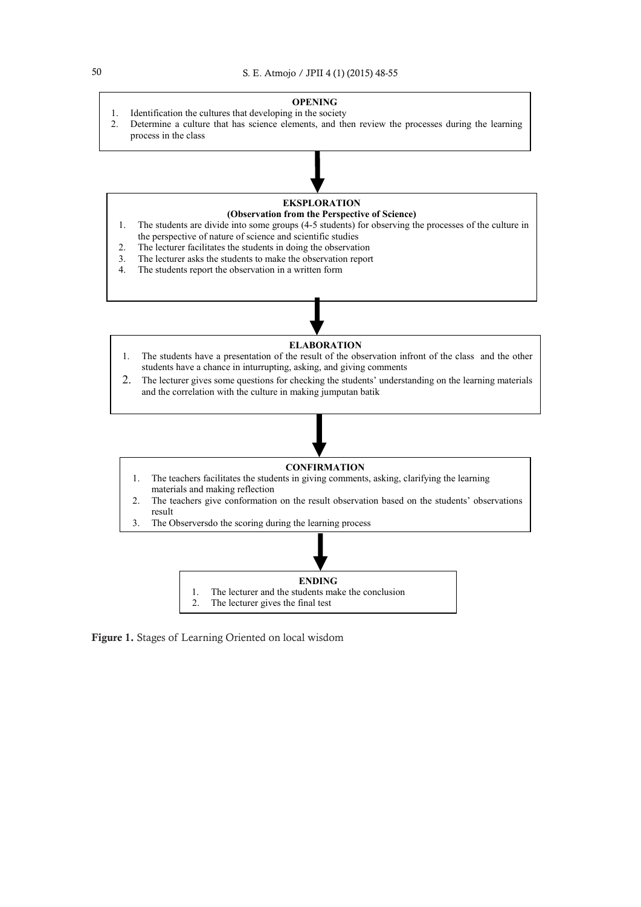**OPENING**

1. Identification the cultures that developing in the society
2. Determine a culture that has science elements, and then review the processes during the learning process in the class

↓

**EKSPLORATION**
**(Observation from the Perspective of Science)**

1. The students are divide into some groups (4-5 students) for observing the processes of the culture in the perspective of nature of science and scientific studies
2. The lecturer facilitates the students in doing the observation
3. The lecturer asks the students to make the observation report
4. The students report the observation in a written form

↓

**ELABORATION**

1. The students have a presentation of the result of the observation infront of the class and the other students have a chance in inturrupting, asking, and giving comments
2. The lecturer gives some questions for checking the students' understanding on the learning materials and the correlation with the culture in making jumputan batik

↓

**CONFIRMATION**

1. The teachers facilitates the students in giving comments, asking, clarifying the learning materials and making reflection
2. The teachers give conformation on the result observation based on the students' observations result
3. The Observersdo the scoring during the learning process

↓

**ENDING**

1. The lecturer and the students make the conclusion
2. The lecturer gives the final test

**Figure 1.** Stages of Learning Oriented on local wisdom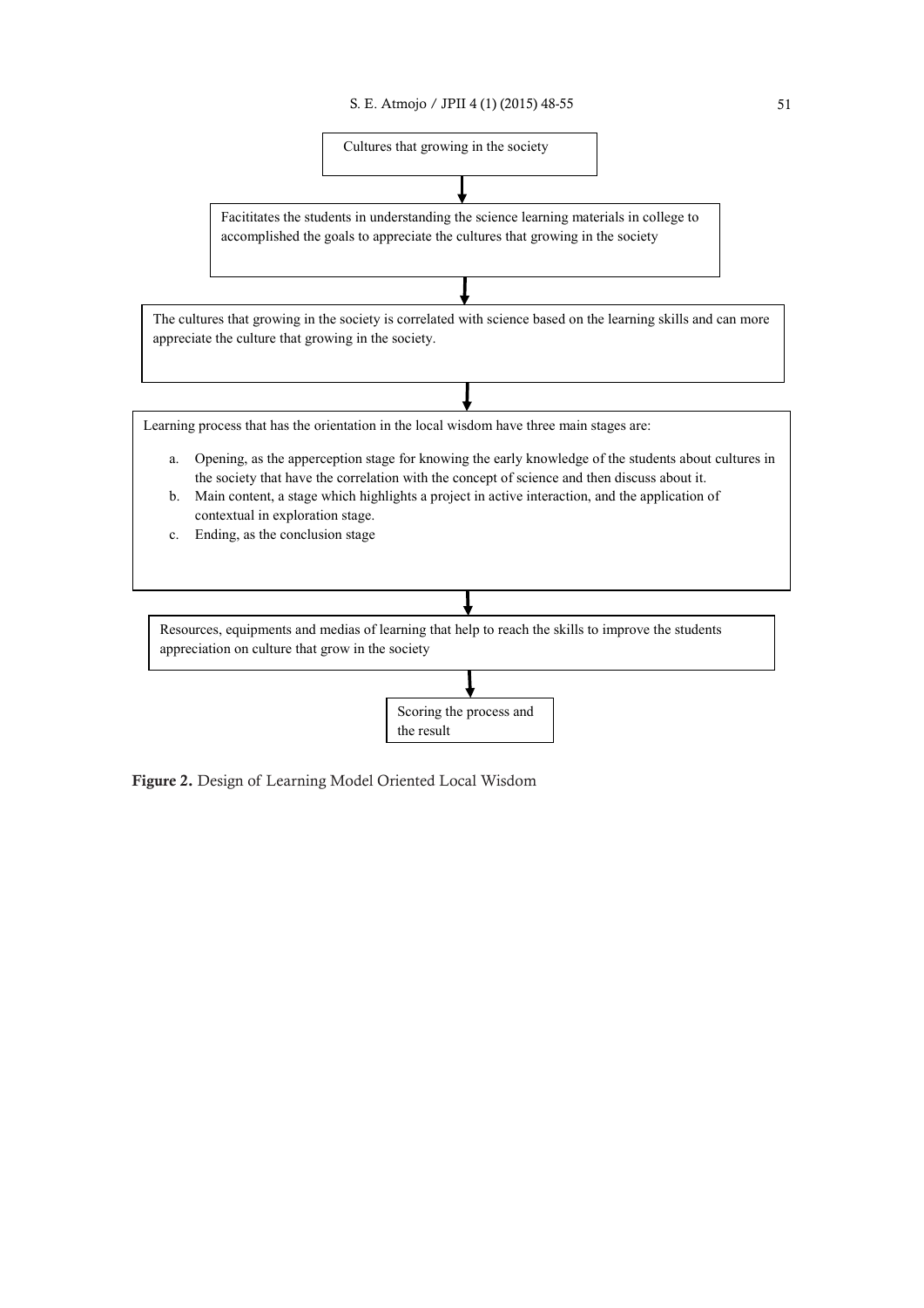Cultures that growing in the society

↓

Facititates the students in understanding the science learning materials in college to accomplished the goals to appreciate the cultures that growing in the society

↓

The cultures that growing in the society is correlated with science based on the learning skills and can more appreciate the culture that growing in the society.

↓

Learning process that has the orientation in the local wisdom have three main stages are:

a. Opening, as the apperception stage for knowing the early knowledge of the students about cultures in the society that have the correlation with the concept of science and then discuss about it.
b. Main content, a stage which highlights a project in active interaction, and the application of contextual in exploration stage.
c. Ending, as the conclusion stage

↓

Resources, equipments and medias of learning that help to reach the skills to improve the students appreciation on culture that grow in the society

↓

Scoring the process and the result

**Figure 2.** Design of Learning Model Oriented Local Wisdom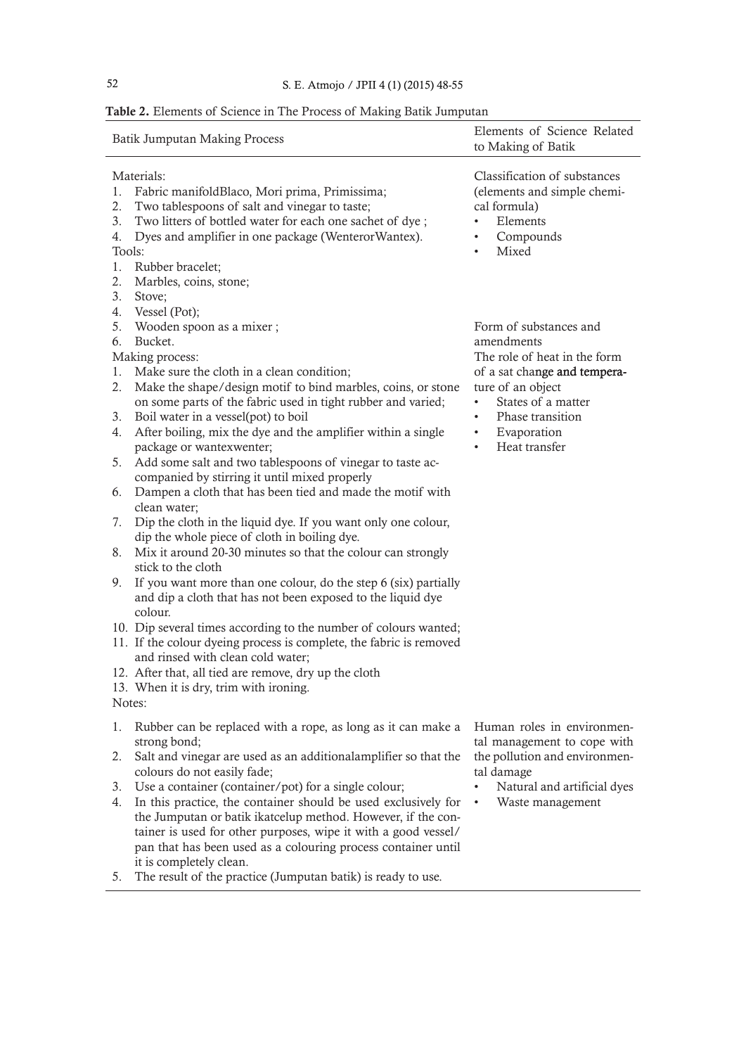**Table 2.** Elements of Science in The Process of Making Batik Jumputan

| Batik Jumputan Making Process | Elements of Science Related to Making of Batik |
|---|---|
| Materials:<br>1. Fabric manifoldBlaco, Mori prima, Primissima;<br>2. Two tablespoons of salt and vinegar to taste;<br>3. Two litters of bottled water for each one sachet of dye ;<br>4. Dyes and amplifier in one package (WenterorWantex).<br>Tools:<br>1. Rubber bracelet;<br>2. Marbles, coins, stone;<br>3. Stove;<br>4. Vessel (Pot);<br>5. Wooden spoon as a mixer ;<br>6. Bucket.<br>Making process:<br>1. Make sure the cloth in a clean condition;<br>2. Make the shape/design motif to bind marbles, coins, or stone on some parts of the fabric used in tight rubber and varied;<br>3. Boil water in a vessel(pot) to boil<br>4. After boiling, mix the dye and the amplifier within a single package or wantexwenter;<br>5. Add some salt and two tablespoons of vinegar to taste accompanied by stirring it until mixed properly<br>6. Dampen a cloth that has been tied and made the motif with clean water;<br>7. Dip the cloth in the liquid dye. If you want only one colour, dip the whole piece of cloth in boiling dye.<br>8. Mix it around 20-30 minutes so that the colour can strongly stick to the cloth<br>9. If you want more than one colour, do the step 6 (six) partially and dip a cloth that has not been exposed to the liquid dye colour.<br>10. Dip several times according to the number of colours wanted;<br>11. If the colour dyeing process is complete, the fabric is removed and rinsed with clean cold water;<br>12. After that, all tied are remove, dry up the cloth<br>13. When it is dry, trim with ironing. | Classification of substances (elements and simple chemical formula)<br>• Elements<br>• Compounds<br>• Mixed<br><br>Form of substances and amendments<br>The role of heat in the form of a sat change and temperature of an object<br>• States of a matter<br>• Phase transition<br>• Evaporation<br>• Heat transfer |
| Notes:<br>1. Rubber can be replaced with a rope, as long as it can make a strong bond;<br>2. Salt and vinegar are used as an additionalamplifier so that the colours do not easily fade;<br>3. Use a container (container/pot) for a single colour;<br>4. In this practice, the container should be used exclusively for the Jumputan or batik ikatcelup method. However, if the container is used for other purposes, wipe it with a good vessel/pan that has been used as a colouring process container until it is completely clean.<br>5. The result of the practice (Jumputan batik) is ready to use. | Human roles in environmental management to cope with the pollution and environmental damage<br>• Natural and artificial dyes<br>• Waste management |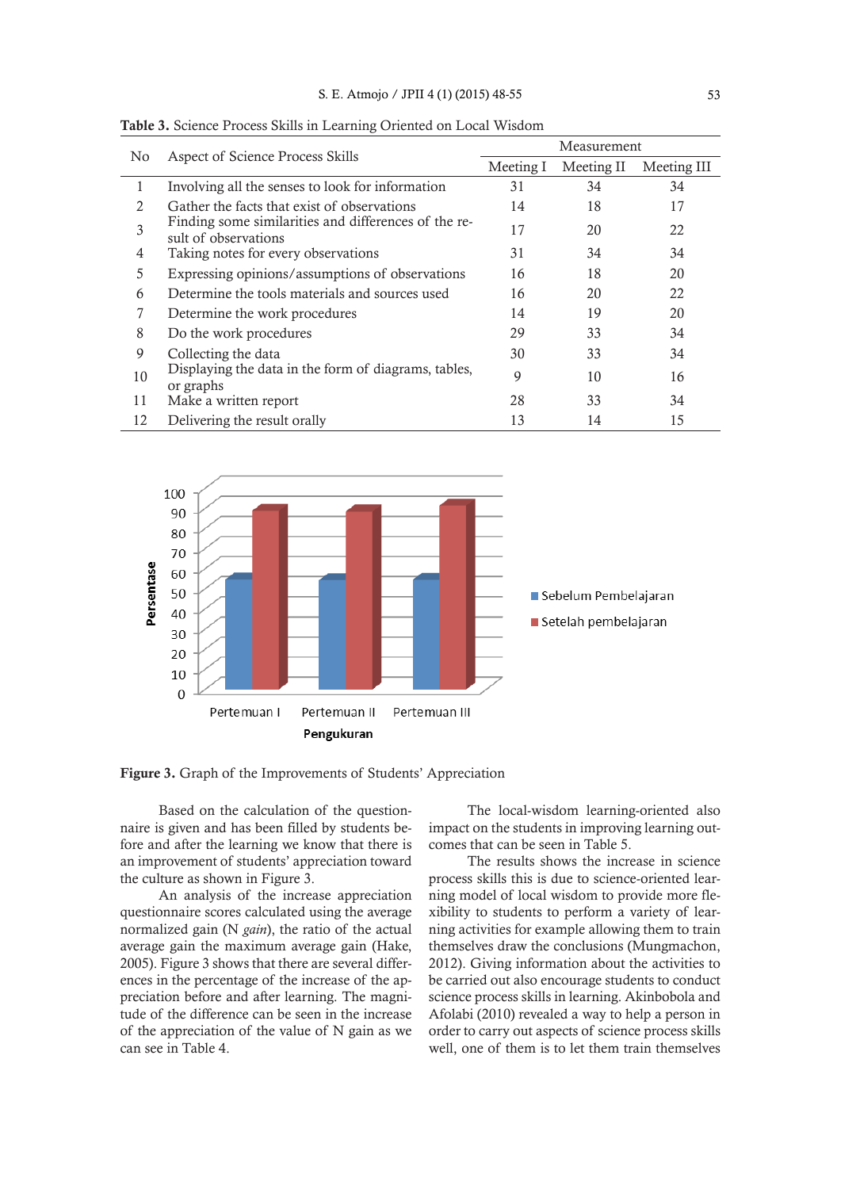**Table 3.** Science Process Skills in Learning Oriented on Local Wisdom

| No | Aspect of Science Process Skills | Measurement | | |
|---|---|---|---|---|
| | | Meeting I | Meeting II | Meeting III |
| 1 | Involving all the senses to look for information | 31 | 34 | 34 |
| 2 | Gather the facts that exist of observations | 14 | 18 | 17 |
| 3 | Finding some similarities and differences of the result of observations | 17 | 20 | 22 |
| 4 | Taking notes for every observations | 31 | 34 | 34 |
| 5 | Expressing opinions/assumptions of observations | 16 | 18 | 20 |
| 6 | Determine the tools materials and sources used | 16 | 20 | 22 |
| 7 | Determine the work procedures | 14 | 19 | 20 |
| 8 | Do the work procedures | 29 | 33 | 34 |
| 9 | Collecting the data | 30 | 33 | 34 |
| 10 | Displaying the data in the form of diagrams, tables, or graphs | 9 | 10 | 16 |
| 11 | Make a written report | 28 | 33 | 34 |
| 12 | Delivering the result orally | 13 | 14 | 15 |

**Figure 3.** Graph of the Improvements of Students' Appreciation

Based on the calculation of the questionnaire is given and has been filled by students before and after the learning we know that there is an improvement of students' appreciation toward the culture as shown in Figure 3.

An analysis of the increase appreciation questionnaire scores calculated using the average normalized gain (N *gain*), the ratio of the actual average gain the maximum average gain (Hake, 2005). Figure 3 shows that there are several differences in the percentage of the increase of the appreciation before and after learning. The magnitude of the difference can be seen in the increase of the appreciation of the value of N gain as we can see in Table 4.

The local-wisdom learning-oriented also impact on the students in improving learning outcomes that can be seen in Table 5.

The results shows the increase in science process skills this is due to science-oriented learning model of local wisdom to provide more flexibility to students to perform a variety of learning activities for example allowing them to train themselves draw the conclusions (Mungmachon, 2012). Giving information about the activities to be carried out also encourage students to conduct science process skills in learning. Akinbobola and Afolabi (2010) revealed a way to help a person in order to carry out aspects of science process skills well, one of them is to let them train themselves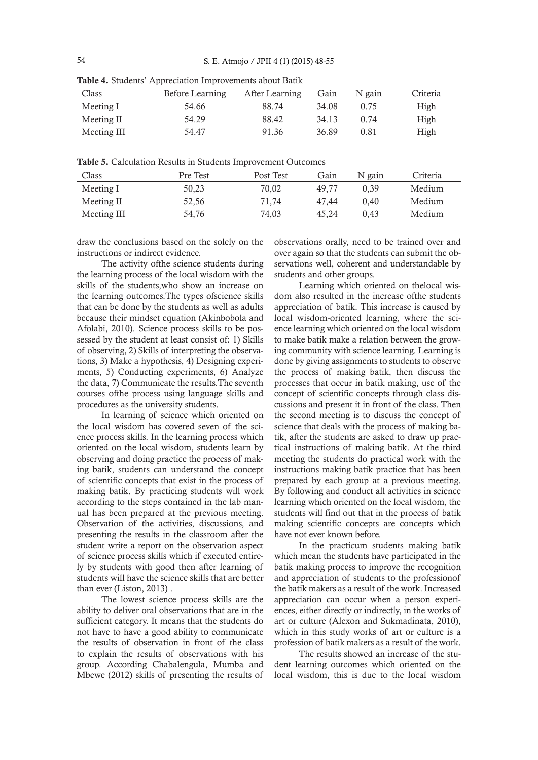**Table 4.** Students' Appreciation Improvements about Batik

| Class | Before Learning | After Learning | Gain | N gain | Criteria |
|---|---|---|---|---|---|
| Meeting I | 54.66 | 88.74 | 34.08 | 0.75 | High |
| Meeting II | 54.29 | 88.42 | 34.13 | 0.74 | High |
| Meeting III | 54.47 | 91.36 | 36.89 | 0.81 | High |

**Table 5.** Calculation Results in Students Improvement Outcomes

| Class | Pre Test | Post Test | Gain | N gain | Criteria |
|---|---|---|---|---|---|
| Meeting I | 50,23 | 70,02 | 49,77 | 0,39 | Medium |
| Meeting II | 52,56 | 71,74 | 47,44 | 0,40 | Medium |
| Meeting III | 54,76 | 74,03 | 45,24 | 0,43 | Medium |

draw the conclusions based on the solely on the instructions or indirect evidence.

The activity ofthe science students during the learning process of the local wisdom with the skills of the students,who show an increase on the learning outcomes.The types ofscience skills that can be done by the students as well as adults because their mindset equation (Akinbobola and Afolabi, 2010). Science process skills to be possessed by the student at least consist of: 1) Skills of observing, 2) Skills of interpreting the observations, 3) Make a hypothesis, 4) Designing experiments, 5) Conducting experiments, 6) Analyze the data, 7) Communicate the results.The seventh courses ofthe process using language skills and procedures as the university students.

In learning of science which oriented on the local wisdom has covered seven of the science process skills. In the learning process which oriented on the local wisdom, students learn by observing and doing practice the process of making batik, students can understand the concept of scientific concepts that exist in the process of making batik. By practicing students will work according to the steps contained in the lab manual has been prepared at the previous meeting. Observation of the activities, discussions, and presenting the results in the classroom after the student write a report on the observation aspect of science process skills which if executed entirely by students with good then after learning of students will have the science skills that are better than ever (Liston, 2013) .

The lowest science process skills are the ability to deliver oral observations that are in the sufficient category. It means that the students do not have to have a good ability to communicate the results of observation in front of the class to explain the results of observations with his group. According Chabalengula, Mumba and Mbewe (2012) skills of presenting the results of observations orally, need to be trained over and over again so that the students can submit the observations well, coherent and understandable by students and other groups.

Learning which oriented on thelocal wisdom also resulted in the increase ofthe students appreciation of batik. This increase is caused by local wisdom-oriented learning, where the science learning which oriented on the local wisdom to make batik make a relation between the growing community with science learning. Learning is done by giving assignments to students to observe the process of making batik, then discuss the processes that occur in batik making, use of the concept of scientific concepts through class discussions and present it in front of the class. Then the second meeting is to discuss the concept of science that deals with the process of making batik, after the students are asked to draw up practical instructions of making batik. At the third meeting the students do practical work with the instructions making batik practice that has been prepared by each group at a previous meeting. By following and conduct all activities in science learning which oriented on the local wisdom, the students will find out that in the process of batik making scientific concepts are concepts which have not ever known before.

In the practicum students making batik which mean the students have participated in the batik making process to improve the recognition and appreciation of students to the professionof the batik makers as a result of the work. Increased appreciation can occur when a person experiences, either directly or indirectly, in the works of art or culture (Alexon and Sukmadinata, 2010), which in this study works of art or culture is a profession of batik makers as a result of the work.

The results showed an increase of the student learning outcomes which oriented on the local wisdom, this is due to the local wisdom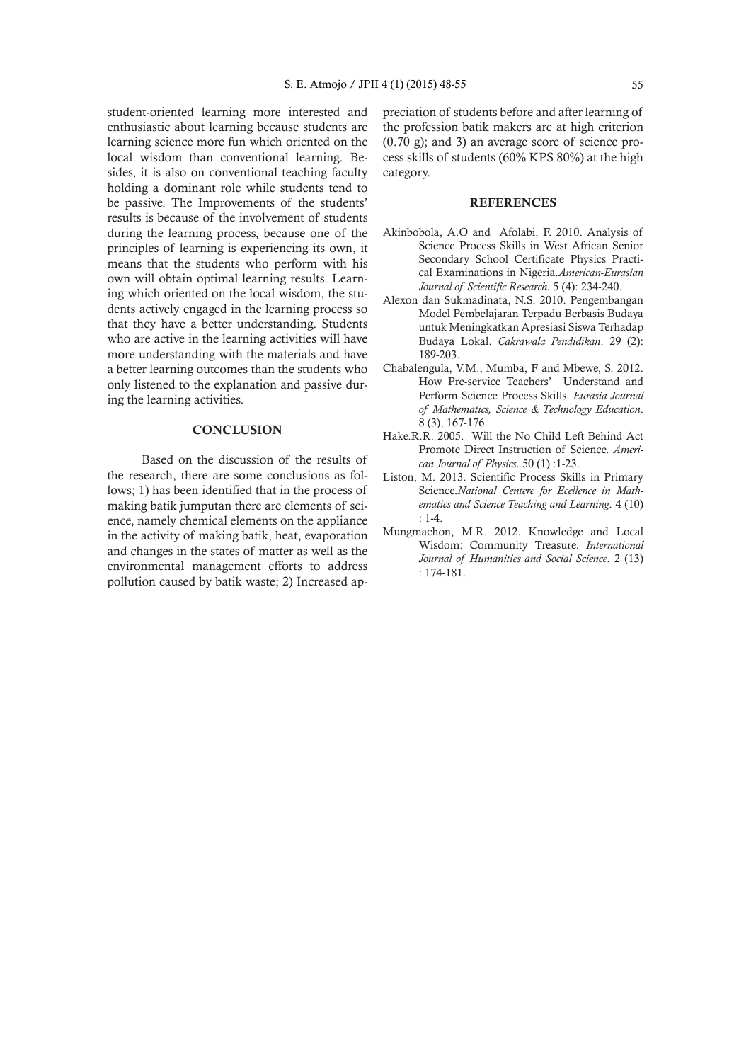student-oriented learning more interested and enthusiastic about learning because students are learning science more fun which oriented on the local wisdom than conventional learning. Besides, it is also on conventional teaching faculty holding a dominant role while students tend to be passive. The Improvements of the students' results is because of the involvement of students during the learning process, because one of the principles of learning is experiencing its own, it means that the students who perform with his own will obtain optimal learning results. Learning which oriented on the local wisdom, the students actively engaged in the learning process so that they have a better understanding. Students who are active in the learning activities will have more understanding with the materials and have a better learning outcomes than the students who only listened to the explanation and passive during the learning activities.

## CONCLUSION

Based on the discussion of the results of the research, there are some conclusions as follows; 1) has been identified that in the process of making batik jumputan there are elements of science, namely chemical elements on the appliance in the activity of making batik, heat, evaporation and changes in the states of matter as well as the environmental management efforts to address pollution caused by batik waste; 2) Increased appreciation of students before and after learning of the profession batik makers are at high criterion (0.70 g); and 3) an average score of science process skills of students (60% KPS 80%) at the high category.

## REFERENCES

Akinbobola, A.O and Afolabi, F. 2010. Analysis of Science Process Skills in West African Senior Secondary School Certificate Physics Practical Examinations in Nigeria. *American-Eurasian Journal of Scientific Research.* 5 (4): 234-240.

Alexon dan Sukmadinata, N.S. 2010. Pengembangan Model Pembelajaran Terpadu Berbasis Budaya untuk Meningkatkan Apresiasi Siswa Terhadap Budaya Lokal. *Cakrawala Pendidikan*. 29 (2): 189-203.

Chabalengula, V.M., Mumba, F and Mbewe, S. 2012. How Pre-service Teachers' Understand and Perform Science Process Skills. *Eurasia Journal of Mathematics, Science & Technology Education*. 8 (3), 167-176.

Hake.R.R. 2005. Will the No Child Left Behind Act Promote Direct Instruction of Science. *American Journal of Physics*. 50 (1) :1-23.

Liston, M. 2013. Scientific Process Skills in Primary Science. *National Centere for Ecellence in Mathematics and Science Teaching and Learning*. 4 (10) : 1-4.

Mungmachon, M.R. 2012. Knowledge and Local Wisdom: Community Treasure. *International Journal of Humanities and Social Science*. 2 (13) : 174-181.